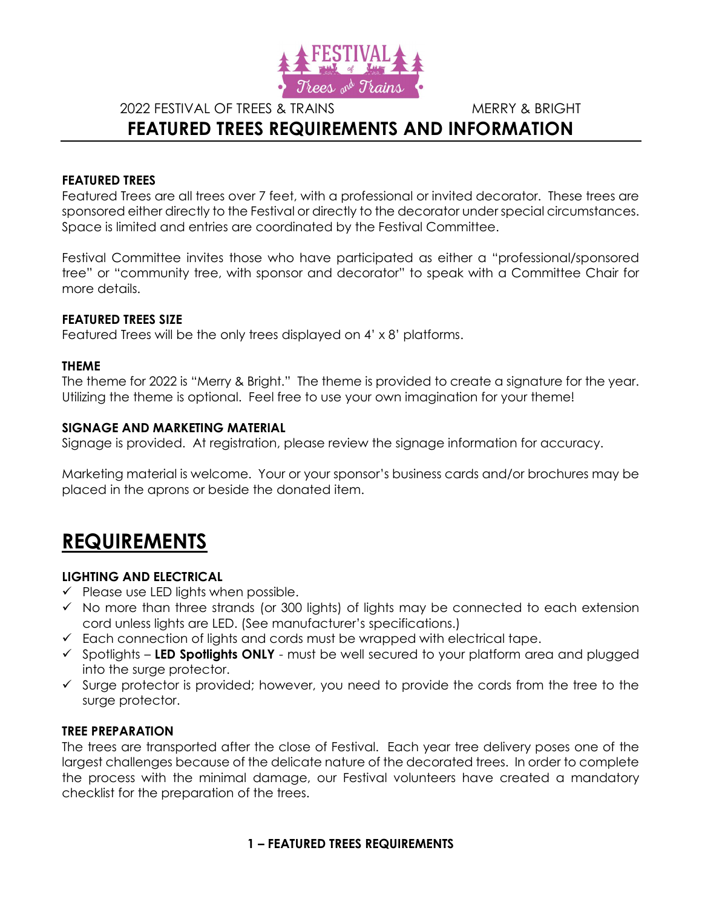2022 FESTIVAL OF TREES & TRAINS MERRY & BRIGHT

# FEATURED TREES REQUIREMENTS AND INFORMATION

### FEATURED TREES

Featured Trees are all trees over 7 feet, with a professional or invited decorator. These trees are sponsored either directly to the Festival or directly to the decorator under special circumstances. Space is limited and entries are coordinated by the Festival Committee.

Festival Committee invites those who have participated as either a "professional/sponsored tree" or "community tree, with sponsor and decorator" to speak with a Committee Chair for more details.

### FEATURED TREES SIZE

Featured Trees will be the only trees displayed on 4' x 8' platforms.

### THEME

The theme for 2022 is "Merry & Bright." The theme is provided to create a signature for the year. Utilizing the theme is optional. Feel free to use your own imagination for your theme!

### SIGNAGE AND MARKETING MATERIAL

Signage is provided. At registration, please review the signage information for accuracy.

Marketing material is welcome. Your or your sponsor's business cards and/or brochures may be placed in the aprons or beside the donated item.

## REQUIREMENTS

### LIGHTING AND ELECTRICAL

- ✓ Please use LED lights when possible.
- ✓ No more than three strands (or 300 lights) of lights may be connected to each extension cord unless lights are LED. (See manufacturer's specifications.)
- ✓ Each connection of lights and cords must be wrapped with electrical tape.
- ✓ Spotlights – **LED Spotlights ONLY** - must be well secured to your platform area and plugged into the surge protector.
- ✓ Surge protector is provided; however, you need to provide the cords from the tree to the surge protector.

### TREE PREPARATION

The trees are transported after the close of Festival. Each year tree delivery poses one of the largest challenges because of the delicate nature of the decorated trees. In order to complete the process with the minimal damage, our Festival volunteers have created a mandatory checklist for the preparation of the trees.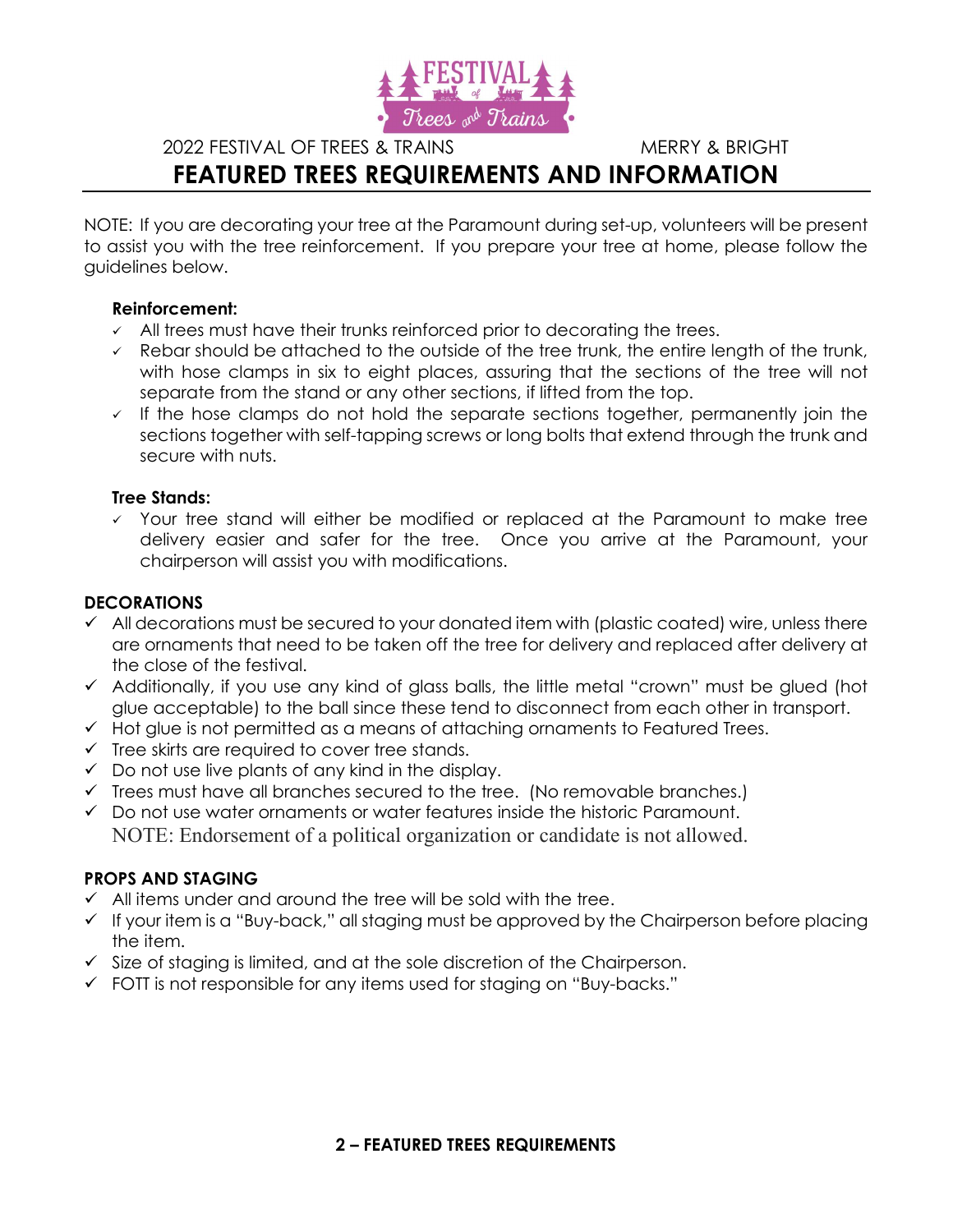2022 FESTIVAL OF TREES & TRAINS MERRY & BRIGHT

# FEATURED TREES REQUIREMENTS AND INFORMATION

NOTE: If you are decorating your tree at the Paramount during set-up, volunteers will be present to assist you with the tree reinforcement. If you prepare your tree at home, please follow the guidelines below.

**Reinforcement:**

- ✓ All trees must have their trunks reinforced prior to decorating the trees.
- ✓ Rebar should be attached to the outside of the tree trunk, the entire length of the trunk, with hose clamps in six to eight places, assuring that the sections of the tree will not separate from the stand or any other sections, if lifted from the top.
- ✓ If the hose clamps do not hold the separate sections together, permanently join the sections together with self-tapping screws or long bolts that extend through the trunk and secure with nuts.

**Tree Stands:**

- ✓ Your tree stand will either be modified or replaced at the Paramount to make tree delivery easier and safer for the tree. Once you arrive at the Paramount, your chairperson will assist you with modifications.

**DECORATIONS**

- ✓ All decorations must be secured to your donated item with (plastic coated) wire, unless there are ornaments that need to be taken off the tree for delivery and replaced after delivery at the close of the festival.
- ✓ Additionally, if you use any kind of glass balls, the little metal "crown" must be glued (hot glue acceptable) to the ball since these tend to disconnect from each other in transport.
- ✓ Hot glue is not permitted as a means of attaching ornaments to Featured Trees.
- ✓ Tree skirts are required to cover tree stands.
- ✓ Do not use live plants of any kind in the display.
- ✓ Trees must have all branches secured to the tree. (No removable branches.)
- ✓ Do not use water ornaments or water features inside the historic Paramount.

NOTE: Endorsement of a political organization or candidate is not allowed.

**PROPS AND STAGING**

- ✓ All items under and around the tree will be sold with the tree.
- ✓ If your item is a "Buy-back," all staging must be approved by the Chairperson before placing the item.
- ✓ Size of staging is limited, and at the sole discretion of the Chairperson.
- ✓ FOTT is not responsible for any items used for staging on "Buy-backs."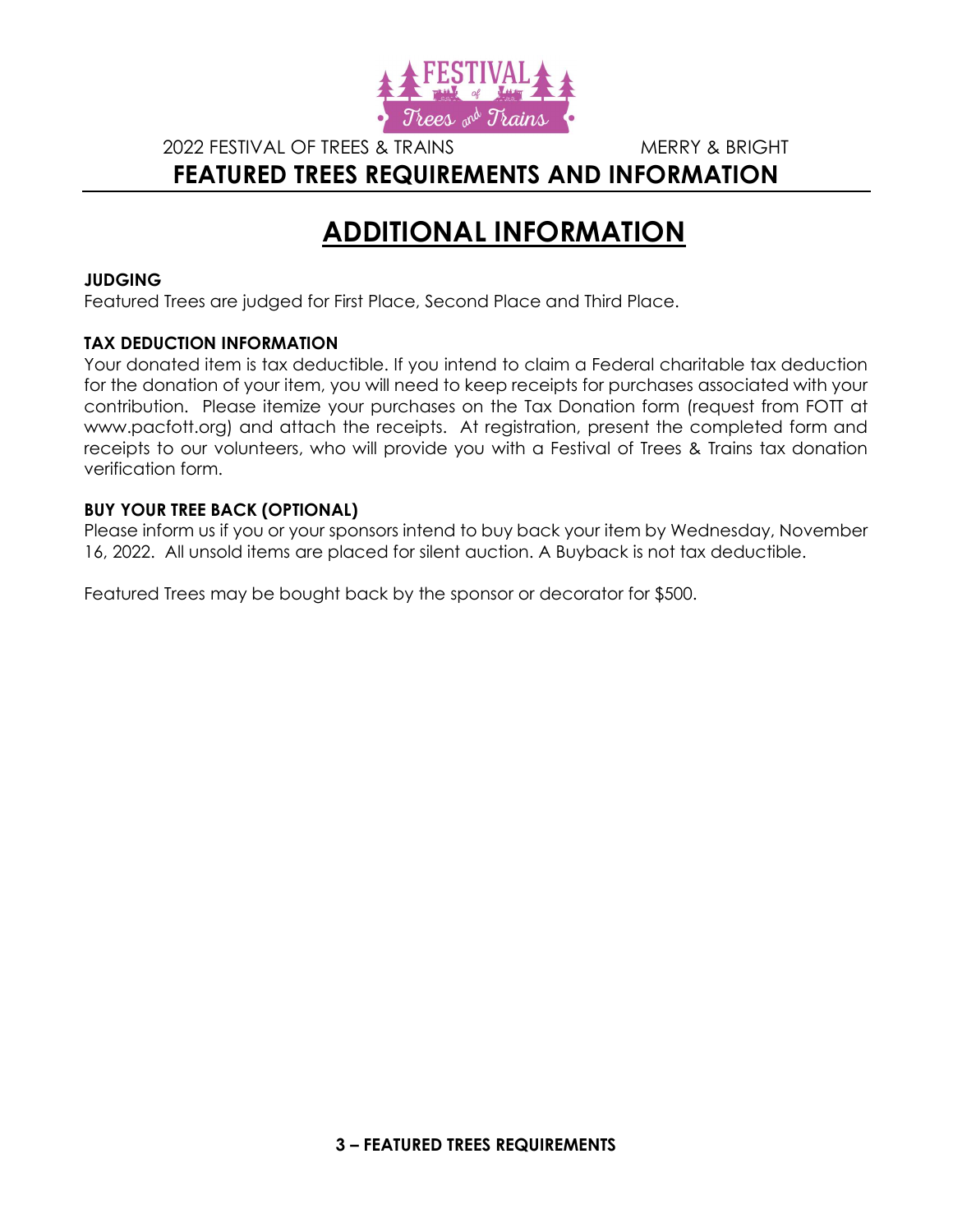# ADDITIONAL INFORMATION

**JUDGING**

Featured Trees are judged for First Place, Second Place and Third Place.

**TAX DEDUCTION INFORMATION**

Your donated item is tax deductible. If you intend to claim a Federal charitable tax deduction for the donation of your item, you will need to keep receipts for purchases associated with your contribution. Please itemize your purchases on the Tax Donation form (request from FOTT at www.pacfott.org) and attach the receipts. At registration, present the completed form and receipts to our volunteers, who will provide you with a Festival of Trees & Trains tax donation verification form.

**BUY YOUR TREE BACK (OPTIONAL)**

Please inform us if you or your sponsors intend to buy back your item by Wednesday, November 16, 2022. All unsold items are placed for silent auction. A Buyback is not tax deductible.

Featured Trees may be bought back by the sponsor or decorator for $500.